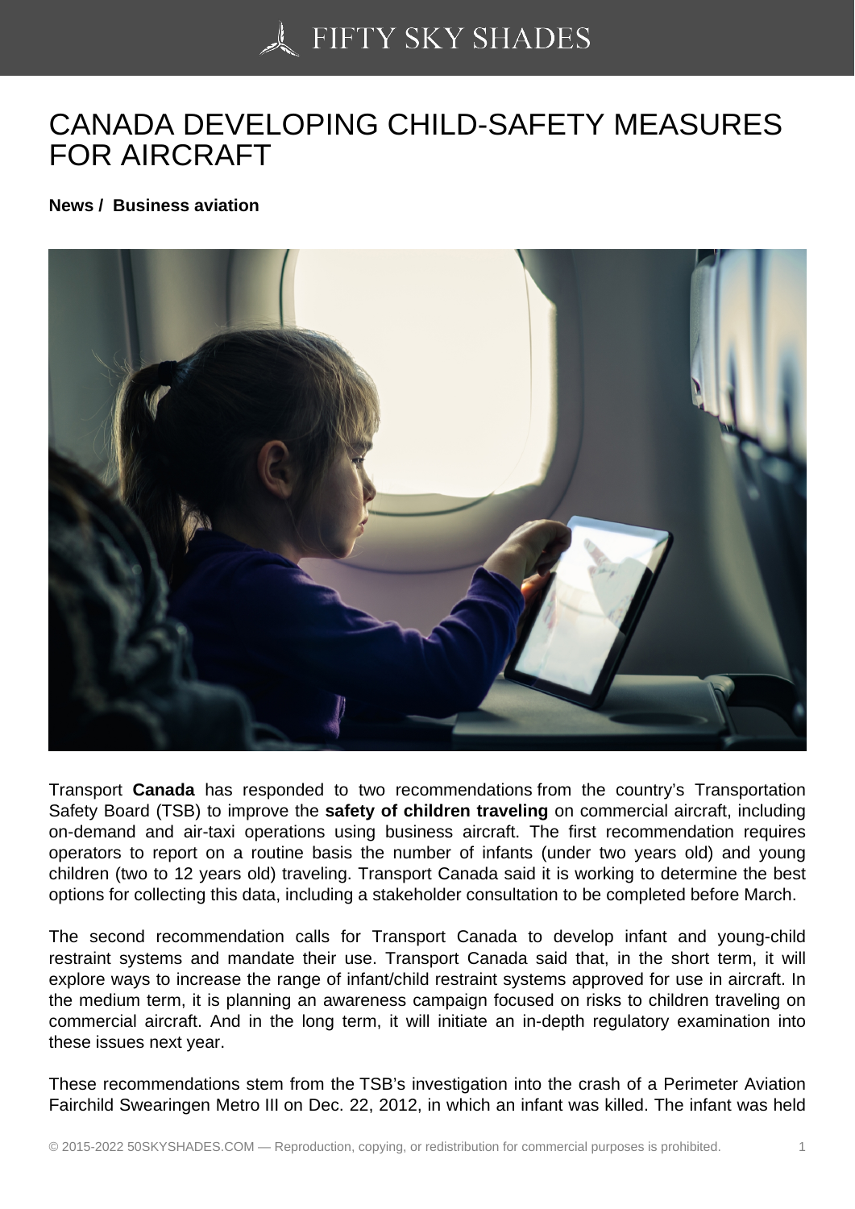# CANADA DEVELOPING CHILD-SAFETY MEASURES FOR AIRCRAFT

**News / Business aviation**

Transport **Canada** has responded to two recommendations from the country's Transportation Safety Board (TSB) to improve the **safety of children traveling** on commercial aircraft, including on-demand and air-taxi operations using business aircraft. The first recommendation requires operators to report on a routine basis the number of infants (under two years old) and young children (two to 12 years old) traveling. Transport Canada said it is working to determine the best options for collecting this data, including a stakeholder consultation to be completed before March.

The second recommendation calls for Transport Canada to develop infant and young-child restraint systems and mandate their use. Transport Canada said that, in the short term, it will explore ways to increase the range of infant/child restraint systems approved for use in aircraft. In the medium term, it is planning an awareness campaign focused on risks to children traveling on commercial aircraft. And in the long term, it will initiate an in-depth regulatory examination into these issues next year.

These recommendations stem from the TSB's investigation into the crash of a Perimeter Aviation Fairchild Swearingen Metro III on Dec. 22, 2012, in which an infant was killed. The infant was held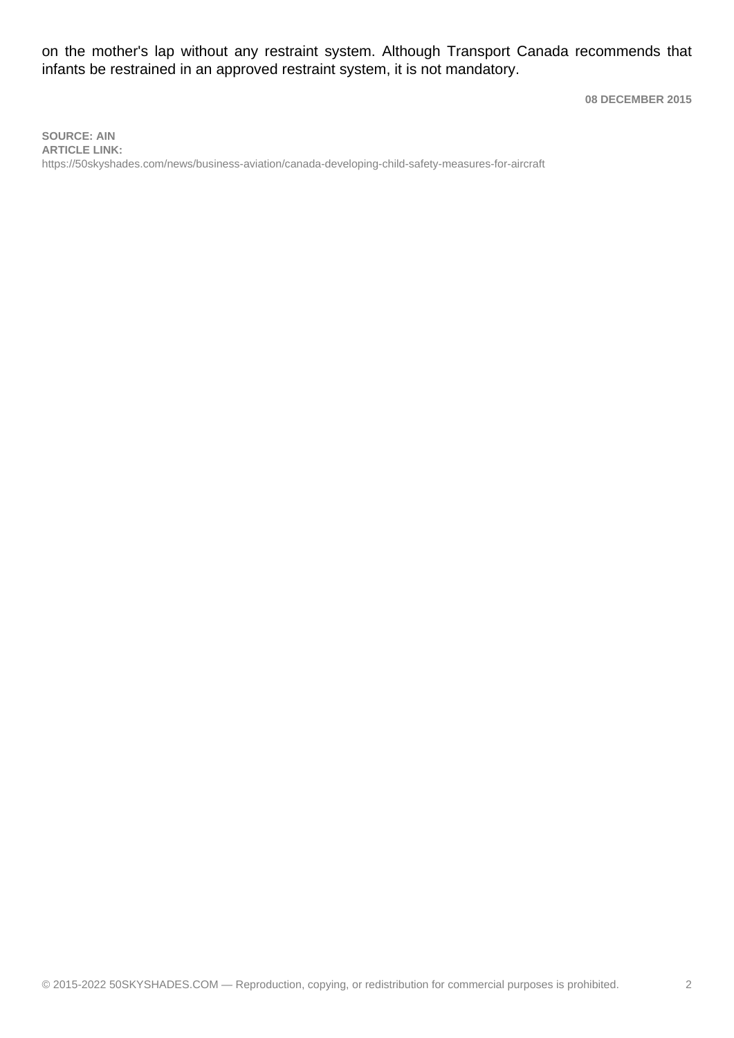on the mother's lap without any restraint system. Although Transport Canada recommends that infants be restrained in an approved restraint system, it is not mandatory.

**08 DECEMBER 2015**

**SOURCE: AIN**
**ARTICLE LINK:**
https://50skyshades.com/news/business-aviation/canada-developing-child-safety-measures-for-aircraft